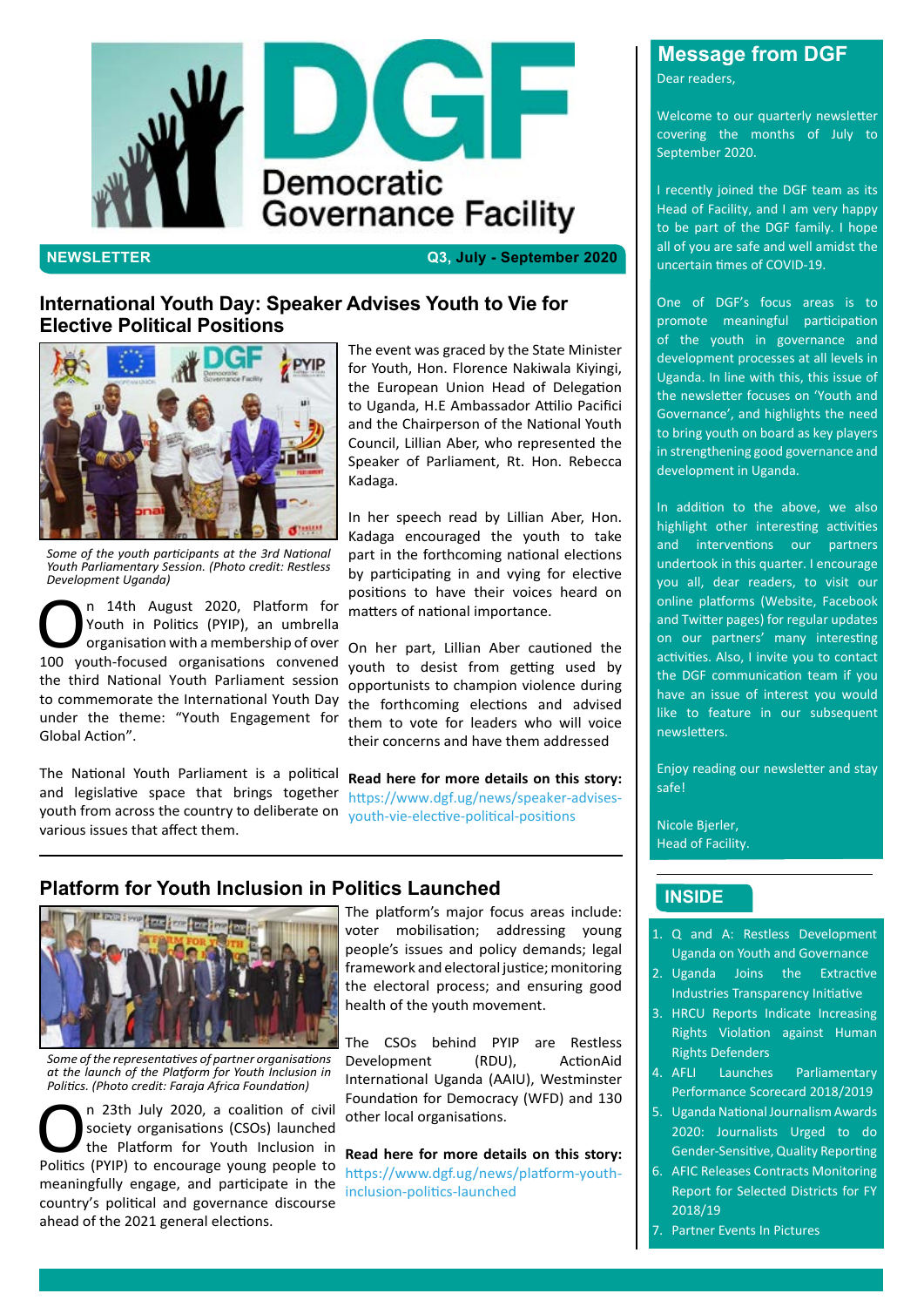# DGF Democratic Governance Facility

**NEWSLETTER** **Q3, July - September 2020**

## International Youth Day: Speaker Advises Youth to Vie for Elective Political Positions

*Some of the youth participants at the 3rd National Youth Parliamentary Session. (Photo credit: Restless Development Uganda)*

On 14th August 2020, Platform for Youth in Politics (PYIP), an umbrella organisation with a membership of over 100 youth-focused organisations convened the third National Youth Parliament session to commemorate the International Youth Day under the theme: "Youth Engagement for Global Action".

The National Youth Parliament is a political and legislative space that brings together youth from across the country to deliberate on various issues that affect them.

The event was graced by the State Minister for Youth, Hon. Florence Nakiwala Kiyingi, the European Union Head of Delegation to Uganda, H.E Ambassador Attilio Pacifici and the Chairperson of the National Youth Council, Lillian Aber, who represented the Speaker of Parliament, Rt. Hon. Rebecca Kadaga.

In her speech read by Lillian Aber, Hon. Kadaga encouraged the youth to take part in the forthcoming national elections by participating in and vying for elective positions to have their voices heard on matters of national importance.

On her part, Lillian Aber cautioned the youth to desist from getting used by opportunists to champion violence during the forthcoming elections and advised them to vote for leaders who will voice their concerns and have them addressed

**Read here for more details on this story:** https://www.dgf.ug/news/speaker-advises-youth-vie-elective-political-positions

## Platform for Youth Inclusion in Politics Launched

*Some of the representatives of partner organisations at the launch of the Platform for Youth Inclusion in Politics. (Photo credit: Faraja Africa Foundation)*

On 23th July 2020, a coalition of civil society organisations (CSOs) launched the Platform for Youth Inclusion in Politics (PYIP) to encourage young people to meaningfully engage, and participate in the country's political and governance discourse ahead of the 2021 general elections.

The platform's major focus areas include: voter mobilisation; addressing young people's issues and policy demands; legal framework and electoral justice; monitoring the electoral process; and ensuring good health of the youth movement.

The CSOs behind PYIP are Restless Development (RDU), ActionAid International Uganda (AAIU), Westminster Foundation for Democracy (WFD) and 130 other local organisations.

**Read here for more details on this story:** https://www.dgf.ug/news/platform-youth-inclusion-politics-launched

## Message from DGF

Dear readers,

Welcome to our quarterly newsletter covering the months of July to September 2020.

I recently joined the DGF team as its Head of Facility, and I am very happy to be part of the DGF family. I hope all of you are safe and well amidst the uncertain times of COVID-19.

One of DGF's focus areas is to promote meaningful participation of the youth in governance and development processes at all levels in Uganda. In line with this, this issue of the newsletter focuses on 'Youth and Governance', and highlights the need to bring youth on board as key players in strengthening good governance and development in Uganda.

In addition to the above, we also highlight other interesting activities and interventions our partners undertook in this quarter. I encourage you all, dear readers, to visit our online platforms (Website, Facebook and Twitter pages) for regular updates on our partners' many interesting activities. Also, I invite you to contact the DGF communication team if you have an issue of interest you would like to feature in our subsequent newsletters.

Enjoy reading our newsletter and stay safe!

Nicole Bjerler,
Head of Facility.

## INSIDE

1. Q and A: Restless Development Uganda on Youth and Governance
2. Uganda Joins the Extractive Industries Transparency Initiative
3. HRCU Reports Indicate Increasing Rights Violation against Human Rights Defenders
4. AFLI Launches Parliamentary Performance Scorecard 2018/2019
5. Uganda National Journalism Awards 2020: Journalists Urged to do Gender-Sensitive, Quality Reporting
6. AFIC Releases Contracts Monitoring Report for Selected Districts for FY 2018/19
7. Partner Events In Pictures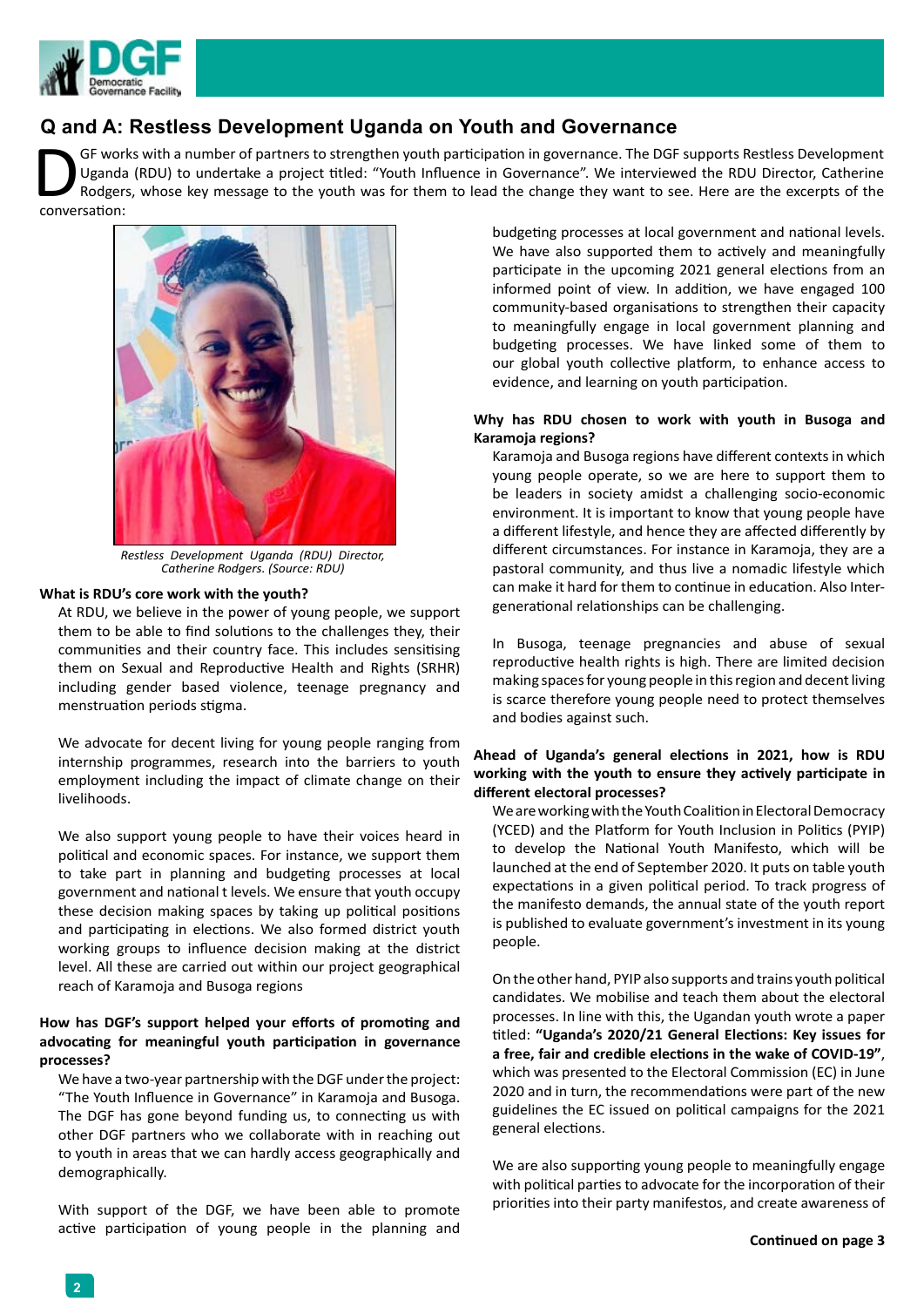## Q and A: Restless Development Uganda on Youth and Governance

DGF works with a number of partners to strengthen youth participation in governance. The DGF supports Restless Development Uganda (RDU) to undertake a project titled: "Youth Influence in Governance". We interviewed the RDU Director, Catherine Rodgers, whose key message to the youth was for them to lead the change they want to see. Here are the excerpts of the conversation:

*Restless Development Uganda (RDU) Director, Catherine Rodgers. (Source: RDU)*

**What is RDU's core work with the youth?**

At RDU, we believe in the power of young people, we support them to be able to find solutions to the challenges they, their communities and their country face. This includes sensitising them on Sexual and Reproductive Health and Rights (SRHR) including gender based violence, teenage pregnancy and menstruation periods stigma.

We advocate for decent living for young people ranging from internship programmes, research into the barriers to youth employment including the impact of climate change on their livelihoods.

We also support young people to have their voices heard in political and economic spaces. For instance, we support them to take part in planning and budgeting processes at local government and national t levels. We ensure that youth occupy these decision making spaces by taking up political positions and participating in elections. We also formed district youth working groups to influence decision making at the district level. All these are carried out within our project geographical reach of Karamoja and Busoga regions

**How has DGF's support helped your efforts of promoting and advocating for meaningful youth participation in governance processes?**

We have a two-year partnership with the DGF under the project: "The Youth Influence in Governance" in Karamoja and Busoga. The DGF has gone beyond funding us, to connecting us with other DGF partners who we collaborate with in reaching out to youth in areas that we can hardly access geographically and demographically.

With support of the DGF, we have been able to promote active participation of young people in the planning and budgeting processes at local government and national levels. We have also supported them to actively and meaningfully participate in the upcoming 2021 general elections from an informed point of view. In addition, we have engaged 100 community-based organisations to strengthen their capacity to meaningfully engage in local government planning and budgeting processes. We have linked some of them to our global youth collective platform, to enhance access to evidence, and learning on youth participation.

**Why has RDU chosen to work with youth in Busoga and Karamoja regions?**

Karamoja and Busoga regions have different contexts in which young people operate, so we are here to support them to be leaders in society amidst a challenging socio-economic environment. It is important to know that young people have a different lifestyle, and hence they are affected differently by different circumstances. For instance in Karamoja, they are a pastoral community, and thus live a nomadic lifestyle which can make it hard for them to continue in education. Also Inter-generational relationships can be challenging.

In Busoga, teenage pregnancies and abuse of sexual reproductive health rights is high. There are limited decision making spaces for young people in this region and decent living is scarce therefore young people need to protect themselves and bodies against such.

**Ahead of Uganda's general elections in 2021, how is RDU working with the youth to ensure they actively participate in different electoral processes?**

We are working with the Youth Coalition in Electoral Democracy (YCED) and the Platform for Youth Inclusion in Politics (PYIP) to develop the National Youth Manifesto, which will be launched at the end of September 2020. It puts on table youth expectations in a given political period. To track progress of the manifesto demands, the annual state of the youth report is published to evaluate government's investment in its young people.

On the other hand, PYIP also supports and trains youth political candidates. We mobilise and teach them about the electoral processes. In line with this, the Ugandan youth wrote a paper titled: **"Uganda's 2020/21 General Elections: Key issues for a free, fair and credible elections in the wake of COVID-19"**, which was presented to the Electoral Commission (EC) in June 2020 and in turn, the recommendations were part of the new guidelines the EC issued on political campaigns for the 2021 general elections.

We are also supporting young people to meaningfully engage with political parties to advocate for the incorporation of their priorities into their party manifestos, and create awareness of

**Continued on page 3**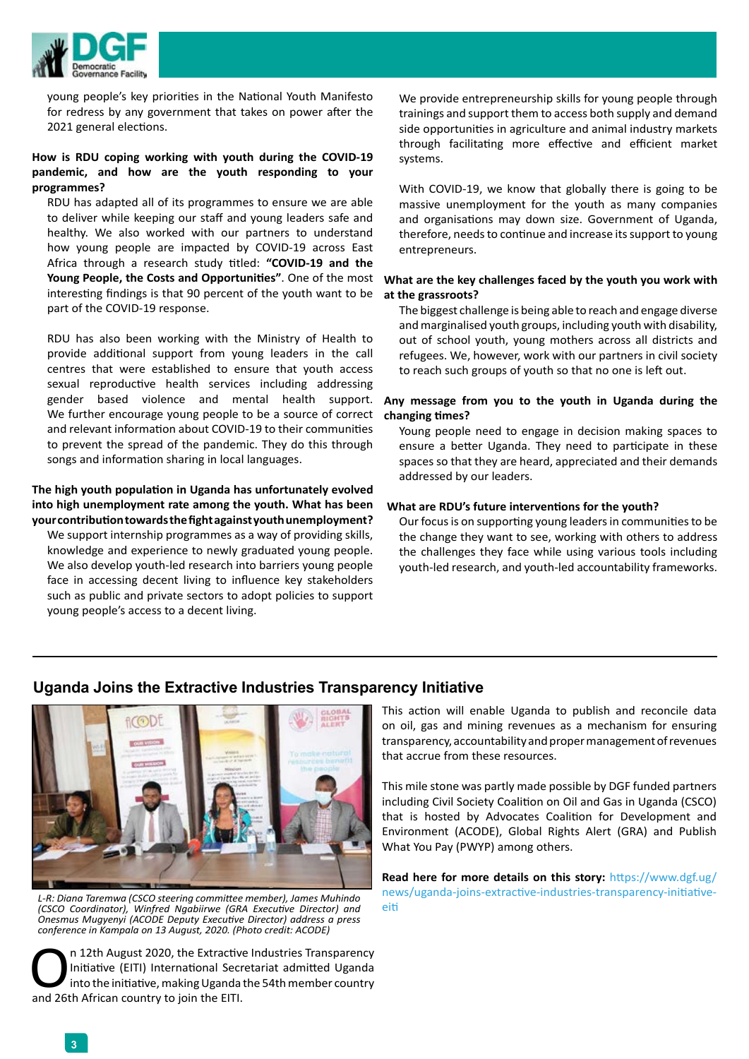young people's key priorities in the National Youth Manifesto for redress by any government that takes on power after the 2021 general elections.

**How is RDU coping working with youth during the COVID-19 pandemic, and how are the youth responding to your programmes?**

RDU has adapted all of its programmes to ensure we are able to deliver while keeping our staff and young leaders safe and healthy. We also worked with our partners to understand how young people are impacted by COVID-19 across East Africa through a research study titled: **"COVID-19 and the Young People, the Costs and Opportunities"**. One of the most interesting findings is that 90 percent of the youth want to be part of the COVID-19 response.

RDU has also been working with the Ministry of Health to provide additional support from young leaders in the call centres that were established to ensure that youth access sexual reproductive health services including addressing gender based violence and mental health support. We further encourage young people to be a source of correct and relevant information about COVID-19 to their communities to prevent the spread of the pandemic. They do this through songs and information sharing in local languages.

**The high youth population in Uganda has unfortunately evolved into high unemployment rate among the youth. What has been your contribution towards the fight against youth unemployment?**

We support internship programmes as a way of providing skills, knowledge and experience to newly graduated young people. We also develop youth-led research into barriers young people face in accessing decent living to influence key stakeholders such as public and private sectors to adopt policies to support young people's access to a decent living.

We provide entrepreneurship skills for young people through trainings and support them to access both supply and demand side opportunities in agriculture and animal industry markets through facilitating more effective and efficient market systems.

With COVID-19, we know that globally there is going to be massive unemployment for the youth as many companies and organisations may down size. Government of Uganda, therefore, needs to continue and increase its support to young entrepreneurs.

**What are the key challenges faced by the youth you work with at the grassroots?**

The biggest challenge is being able to reach and engage diverse and marginalised youth groups, including youth with disability, out of school youth, young mothers across all districts and refugees. We, however, work with our partners in civil society to reach such groups of youth so that no one is left out.

**Any message from you to the youth in Uganda during the changing times?**

Young people need to engage in decision making spaces to ensure a better Uganda. They need to participate in these spaces so that they are heard, appreciated and their demands addressed by our leaders.

**What are RDU's future interventions for the youth?**

Our focus is on supporting young leaders in communities to be the change they want to see, working with others to address the challenges they face while using various tools including youth-led research, and youth-led accountability frameworks.

## Uganda Joins the Extractive Industries Transparency Initiative

*L-R: Diana Taremwa (CSCO steering committee member), James Muhindo (CSCO Coordinator), Winfred Ngabiirwe (GRA Executive Director) and Onesmus Mugyenyi (ACODE Deputy Executive Director) address a press conference in Kampala on 13 August, 2020. (Photo credit: ACODE)*

On 12th August 2020, the Extractive Industries Transparency Initiative (EITI) International Secretariat admitted Uganda into the initiative, making Uganda the 54th member country and 26th African country to join the EITI.

This action will enable Uganda to publish and reconcile data on oil, gas and mining revenues as a mechanism for ensuring transparency, accountability and proper management of revenues that accrue from these resources.

This mile stone was partly made possible by DGF funded partners including Civil Society Coalition on Oil and Gas in Uganda (CSCO) that is hosted by Advocates Coalition for Development and Environment (ACODE), Global Rights Alert (GRA) and Publish What You Pay (PWYP) among others.

**Read here for more details on this story:** https://www.dgf.ug/news/uganda-joins-extractive-industries-transparency-initiative-eiti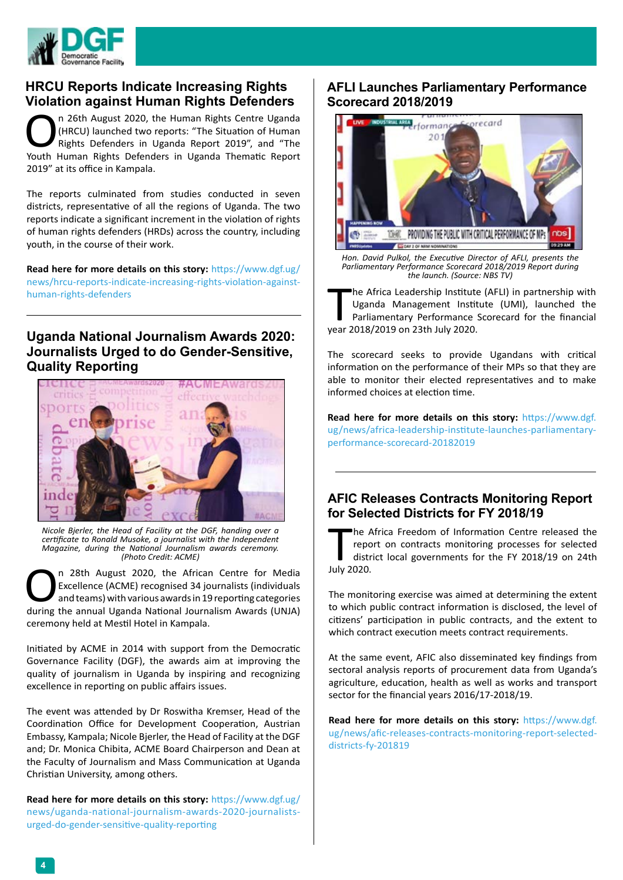## HRCU Reports Indicate Increasing Rights Violation against Human Rights Defenders

On 26th August 2020, the Human Rights Centre Uganda (HRCU) launched two reports: "The Situation of Human Rights Defenders in Uganda Report 2019", and "The Youth Human Rights Defenders in Uganda Thematic Report 2019" at its office in Kampala.

The reports culminated from studies conducted in seven districts, representative of all the regions of Uganda. The two reports indicate a significant increment in the violation of rights of human rights defenders (HRDs) across the country, including youth, in the course of their work.

**Read here for more details on this story:** https://www.dgf.ug/news/hrcu-reports-indicate-increasing-rights-violation-against-human-rights-defenders

## Uganda National Journalism Awards 2020: Journalists Urged to do Gender-Sensitive, Quality Reporting

*Nicole Bjerler, the Head of Facility at the DGF, handing over a certificate to Ronald Musoke, a journalist with the Independent Magazine, during the National Journalism awards ceremony. (Photo Credit: ACME)*

On 28th August 2020, the African Centre for Media Excellence (ACME) recognised 34 journalists (individuals and teams) with various awards in 19 reporting categories during the annual Uganda National Journalism Awards (UNJA) ceremony held at Mestil Hotel in Kampala.

Initiated by ACME in 2014 with support from the Democratic Governance Facility (DGF), the awards aim at improving the quality of journalism in Uganda by inspiring and recognizing excellence in reporting on public affairs issues.

The event was attended by Dr Roswitha Kremser, Head of the Coordination Office for Development Cooperation, Austrian Embassy, Kampala; Nicole Bjerler, the Head of Facility at the DGF and; Dr. Monica Chibita, ACME Board Chairperson and Dean at the Faculty of Journalism and Mass Communication at Uganda Christian University, among others.

**Read here for more details on this story:** https://www.dgf.ug/news/uganda-national-journalism-awards-2020-journalists-urged-do-gender-sensitive-quality-reporting

## AFLI Launches Parliamentary Performance Scorecard 2018/2019

*Hon. David Pulkol, the Executive Director of AFLI, presents the Parliamentary Performance Scorecard 2018/2019 Report during the launch. (Source: NBS TV)*

The Africa Leadership Institute (AFLI) in partnership with Uganda Management Institute (UMI), launched the Parliamentary Performance Scorecard for the financial year 2018/2019 on 23th July 2020.

The scorecard seeks to provide Ugandans with critical information on the performance of their MPs so that they are able to monitor their elected representatives and to make informed choices at election time.

**Read here for more details on this story:** https://www.dgf.ug/news/africa-leadership-institute-launches-parliamentary-performance-scorecard-20182019

## AFIC Releases Contracts Monitoring Report for Selected Districts for FY 2018/19

The Africa Freedom of Information Centre released the report on contracts monitoring processes for selected district local governments for the FY 2018/19 on 24th July 2020.

The monitoring exercise was aimed at determining the extent to which public contract information is disclosed, the level of citizens' participation in public contracts, and the extent to which contract execution meets contract requirements.

At the same event, AFIC also disseminated key findings from sectoral analysis reports of procurement data from Uganda's agriculture, education, health as well as works and transport sector for the financial years 2016/17-2018/19.

**Read here for more details on this story:** https://www.dgf.ug/news/afic-releases-contracts-monitoring-report-selected-districts-fy-201819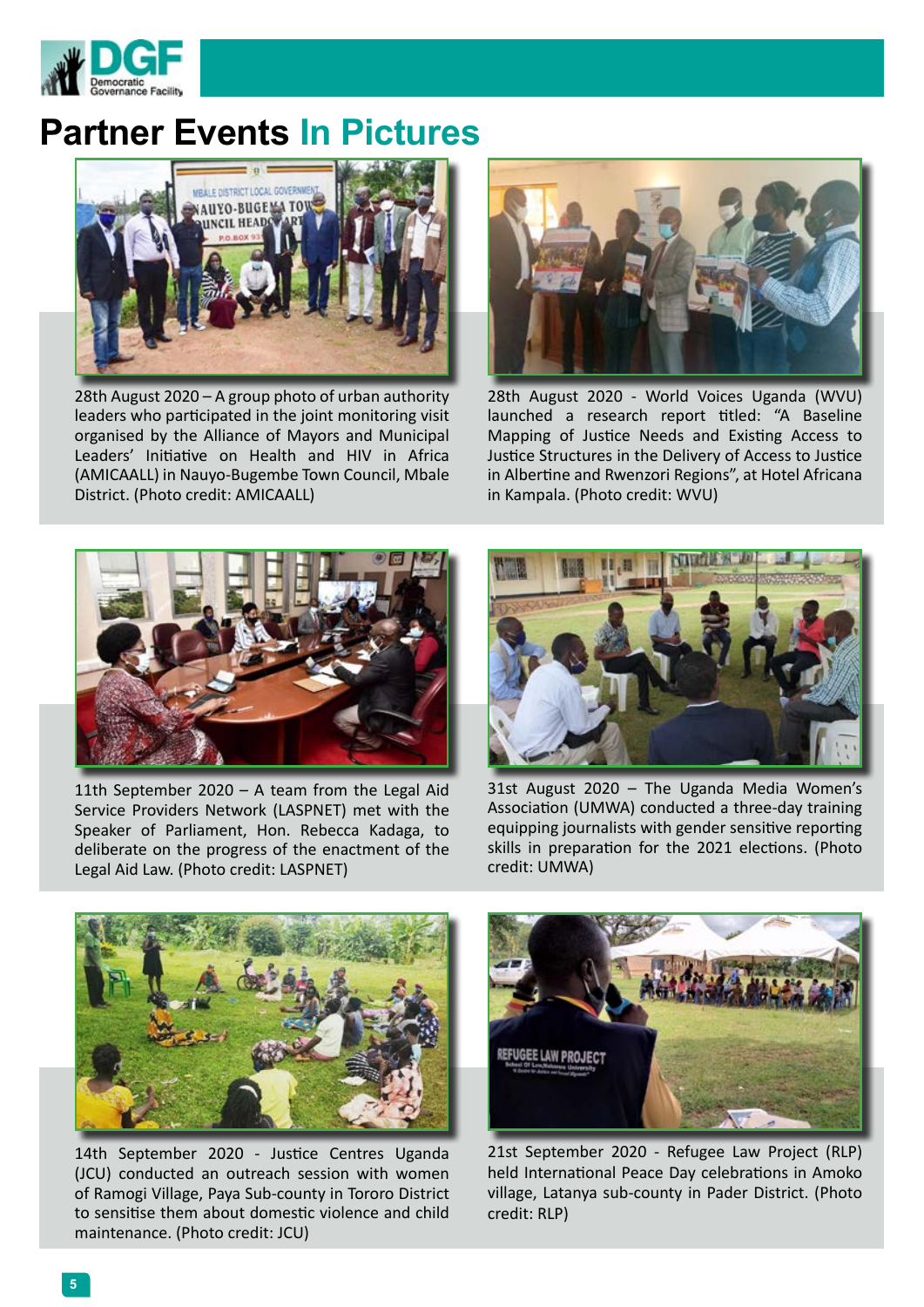# Partner Events In Pictures

28th August 2020 – A group photo of urban authority leaders who participated in the joint monitoring visit organised by the Alliance of Mayors and Municipal Leaders' Initiative on Health and HIV in Africa (AMICAALL) in Nauyo-Bugembe Town Council, Mbale District. (Photo credit: AMICAALL)

28th August 2020 - World Voices Uganda (WVU) launched a research report titled: "A Baseline Mapping of Justice Needs and Existing Access to Justice Structures in the Delivery of Access to Justice in Albertine and Rwenzori Regions", at Hotel Africana in Kampala. (Photo credit: WVU)

11th September 2020 – A team from the Legal Aid Service Providers Network (LASPNET) met with the Speaker of Parliament, Hon. Rebecca Kadaga, to deliberate on the progress of the enactment of the Legal Aid Law. (Photo credit: LASPNET)

31st August 2020 – The Uganda Media Women's Association (UMWA) conducted a three-day training equipping journalists with gender sensitive reporting skills in preparation for the 2021 elections. (Photo credit: UMWA)

14th September 2020 - Justice Centres Uganda (JCU) conducted an outreach session with women of Ramogi Village, Paya Sub-county in Tororo District to sensitise them about domestic violence and child maintenance. (Photo credit: JCU)

21st September 2020 - Refugee Law Project (RLP) held International Peace Day celebrations in Amoko village, Latanya sub-county in Pader District. (Photo credit: RLP)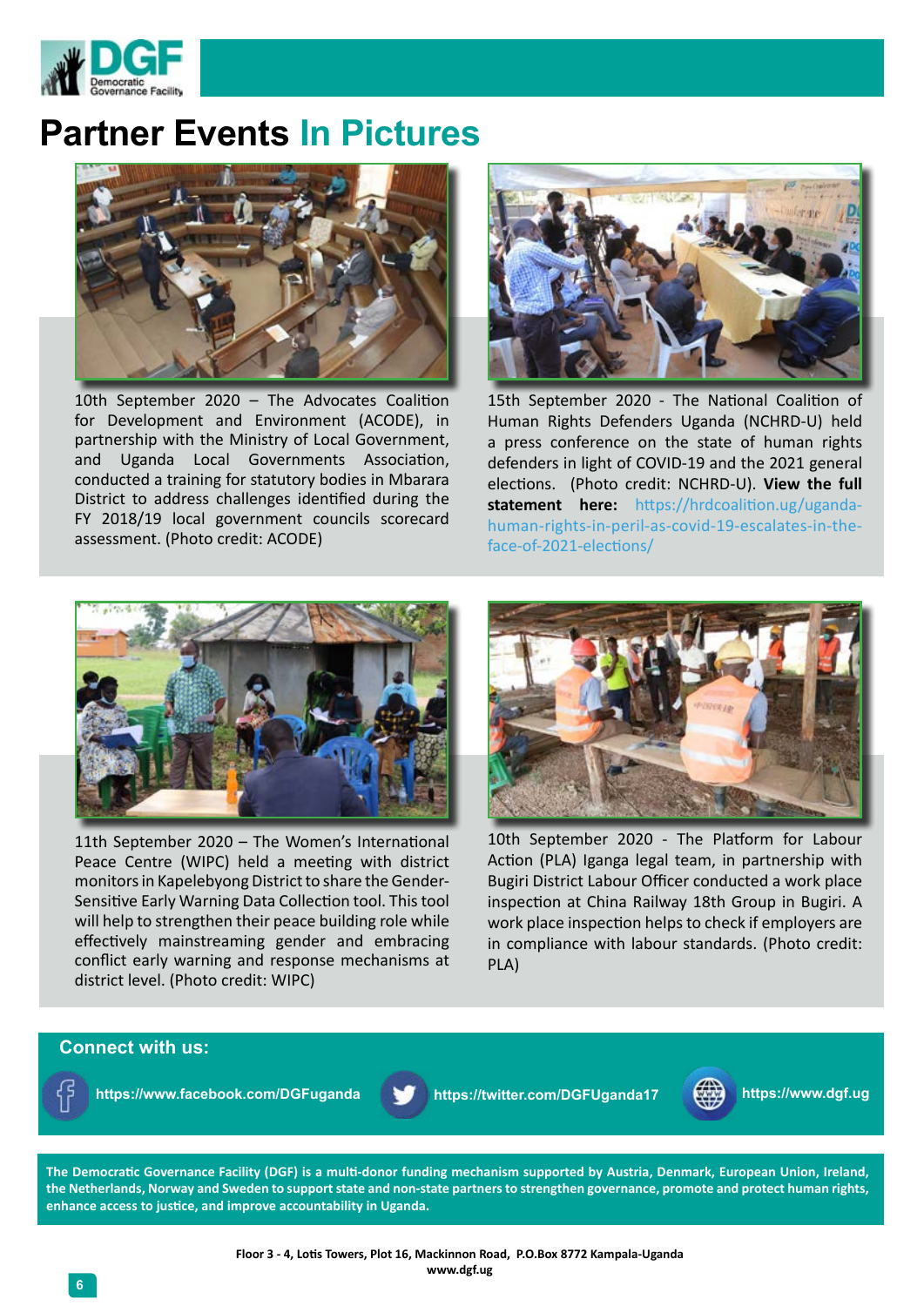# Partner Events In Pictures

10th September 2020 – The Advocates Coalition for Development and Environment (ACODE), in partnership with the Ministry of Local Government, and Uganda Local Governments Association, conducted a training for statutory bodies in Mbarara District to address challenges identified during the FY 2018/19 local government councils scorecard assessment. (Photo credit: ACODE)

15th September 2020 - The National Coalition of Human Rights Defenders Uganda (NCHRD-U) held a press conference on the state of human rights defenders in light of COVID-19 and the 2021 general elections. (Photo credit: NCHRD-U). **View the full statement here:** https://hrdcoalition.ug/uganda-human-rights-in-peril-as-covid-19-escalates-in-the-face-of-2021-elections/

11th September 2020 – The Women's International Peace Centre (WIPC) held a meeting with district monitors in Kapelebyong District to share the Gender-Sensitive Early Warning Data Collection tool. This tool will help to strengthen their peace building role while effectively mainstreaming gender and embracing conflict early warning and response mechanisms at district level. (Photo credit: WIPC)

10th September 2020 - The Platform for Labour Action (PLA) Iganga legal team, in partnership with Bugiri District Labour Officer conducted a work place inspection at China Railway 18th Group in Bugiri. A work place inspection helps to check if employers are in compliance with labour standards. (Photo credit: PLA)

**Connect with us:**

**https://www.facebook.com/DGFuganda**

**https://twitter.com/DGFUganda17**

**https://www.dgf.ug**

**The Democratic Governance Facility (DGF) is a multi-donor funding mechanism supported by Austria, Denmark, European Union, Ireland, the Netherlands, Norway and Sweden to support state and non-state partners to strengthen governance, promote and protect human rights, enhance access to justice, and improve accountability in Uganda.**

**Floor 3 - 4, Lotis Towers, Plot 16, Mackinnon Road, P.O.Box 8772 Kampala-Uganda**
**www.dgf.ug**